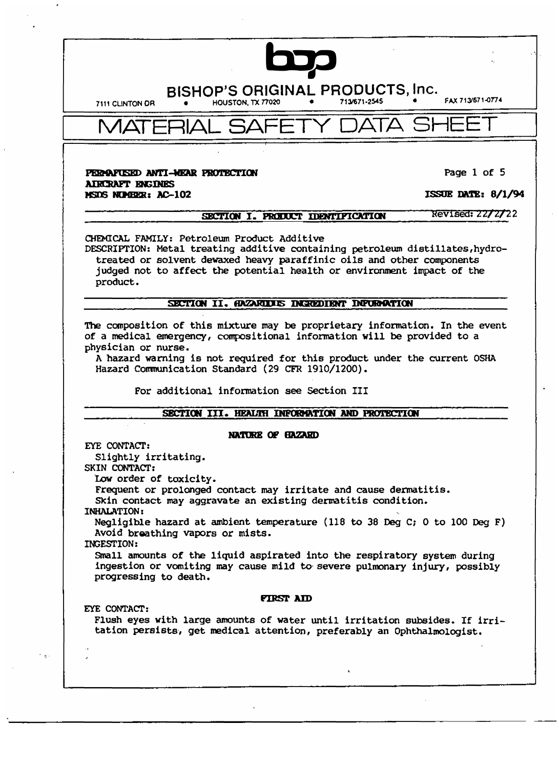bop

**BISHOP'S ORIGINAL PRODUCTS, Inc.**

7111 CLINTON DR • HOUSTON, TX 77020 • 713/671-2545 • FAX 713/671-0774

# MATERIAL SAFETY DATA SHEET

**PERMAFUSED ANTI-WEAR PROTECTION**
**AIRCRAFT ENGINES**
**MSDS NUMBER: AC-102**

**ISSUE DATE: 8/1/94**

Revised: 22/2/22

## SECTION I. PRODUCT IDENTIFICATION

CHEMICAL FAMILY: Petroleum Product Additive

DESCRIPTION: Metal treating additive containing petroleum distillates,hydrotreated or solvent dewaxed heavy paraffinic oils and other components judged not to affect the potential health or environment impact of the product.

## SECTION II. HAZARDOUS INGREDIENT INFORMATION

The composition of this mixture may be proprietary information. In the event of a medical emergency, compositional information will be provided to a physician or nurse.

A hazard warning is not required for this product under the current OSHA Hazard Communication Standard (29 CFR 1910/1200).

For additional information see Section III

## SECTION III. HEALTH INFORMATION AND PROTECTION

### NATURE OF HAZARD

EYE CONTACT:
Slightly irritating.

SKIN CONTACT:
Low order of toxicity.
Frequent or prolonged contact may irritate and cause dermatitis.
Skin contact may aggravate an existing dermatitis condition.

INHALATION:
Negligible hazard at ambient temperature (118 to 38 Deg C; 0 to 100 Deg F)
Avoid breathing vapors or mists.

INGESTION:
Small amounts of the liquid aspirated into the respiratory system during ingestion or vomiting may cause mild to severe pulmonary injury, possibly progressing to death.

### FIRST AID

EYE CONTACT:
Flush eyes with large amounts of water until irritation subsides. If irritation persists, get medical attention, preferably an Ophthalmologist.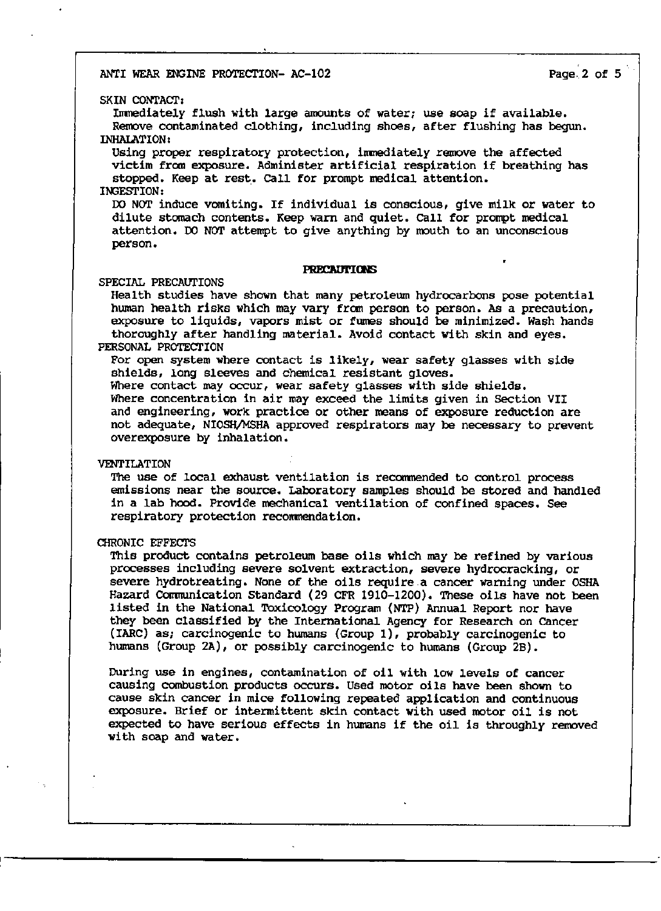SKIN CONTACT:

Immediately flush with large amounts of water; use soap if available. Remove contaminated clothing, including shoes, after flushing has begun.

INHALATION:

Using proper respiratory protection, immediately remove the affected victim from exposure. Administer artificial respiration if breathing has stopped. Keep at rest. Call for prompt medical attention.

INGESTION:

DO NOT induce vomiting. If individual is conscious, give milk or water to dilute stomach contents. Keep warm and quiet. Call for prompt medical attention. DO NOT attempt to give anything by mouth to an unconscious person.

## PRECAUTIONS

SPECIAL PRECAUTIONS

Health studies have shown that many petroleum hydrocarbons pose potential human health risks which may vary from person to person. As a precaution, exposure to liquids, vapors mist or fumes should be minimized. Wash hands thoroughly after handling material. Avoid contact with skin and eyes.

PERSONAL PROTECTION

For open system where contact is likely, wear safety glasses with side shields, long sleeves and chemical resistant gloves.
Where contact may occur, wear safety glasses with side shields.
Where concentration in air may exceed the limits given in Section VII and engineering, work practice or other means of exposure reduction are not adequate, NIOSH/MSHA approved respirators may be necessary to prevent overexposure by inhalation.

VENTILATION

The use of local exhaust ventilation is recommended to control process emissions near the source. Laboratory samples should be stored and handled in a lab hood. Provide mechanical ventilation of confined spaces. See respiratory protection recommendation.

CHRONIC EFFECTS

This product contains petroleum base oils which may be refined by various processes including severe solvent extraction, severe hydrocracking, or severe hydrotreating. None of the oils require a cancer warning under OSHA Hazard Communication Standard (29 CFR 1910-1200). These oils have not been listed in the National Toxicology Program (NTP) Annual Report nor have they been classified by the International Agency for Research on Cancer (IARC) as; carcinogenic to humans (Group 1), probably carcinogenic to humans (Group 2A), or possibly carcinogenic to humans (Group 2B).

During use in engines, contamination of oil with low levels of cancer causing combustion products occurs. Used motor oils have been shown to cause skin cancer in mice following repeated application and continuous exposure. Brief or intermittent skin contact with used motor oil is not expected to have serious effects in humans if the oil is throughly removed with soap and water.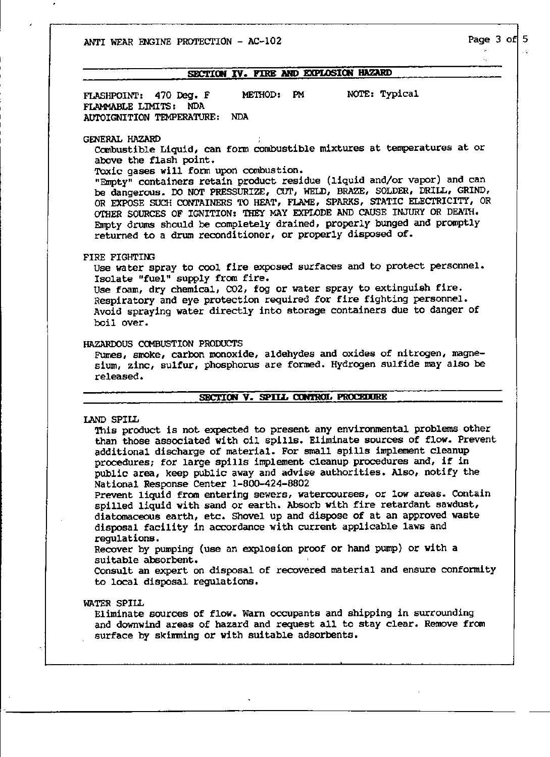## SECTION IV. FIRE AND EXPLOSION HAZARD

FLASHPOINT: 470 Deg. F METHOD: PM NOTE: Typical
FLAMMABLE LIMITS: NDA
AUTOIGNITION TEMPERATURE: NDA

GENERAL HAZARD

Combustible Liquid, can form combustible mixtures at temperatures at or above the flash point.
Toxic gases will form upon combustion.
"Empty" containers retain product residue (liquid and/or vapor) and can be dangerous. DO NOT PRESSURIZE, CUT, WELD, BRAZE, SOLDER, DRILL, GRIND, OR EXPOSE SUCH CONTAINERS TO HEAT, FLAME, SPARKS, STATIC ELECTRICITY, OR OTHER SOURCES OF IGNITION: THEY MAY EXPLODE AND CAUSE INJURY OR DEATH. Empty drums should be completely drained, properly bunged and promptly returned to a drum reconditioner, or properly disposed of.

FIRE FIGHTING

Use water spray to cool fire exposed surfaces and to protect personnel.
Isolate "fuel" supply from fire.
Use foam, dry chemical, $CO_2$, fog or water spray to extinguish fire.
Respiratory and eye protection required for fire fighting personnel.
Avoid spraying water directly into storage containers due to danger of boil over.

HAZARDOUS COMBUSTION PRODUCTS

Fumes, smoke, carbon monoxide, aldehydes and oxides of nitrogen, magnesium, zinc, sulfur, phosphorus are formed. Hydrogen sulfide may also be released.

## SECTION V. SPILL CONTROL PROCEDURE

LAND SPILL

This product is not expected to present any environmental problems other than those associated with oil spills. Eliminate sources of flow. Prevent additional discharge of material. For small spills implement cleanup procedures; for large spills implement cleanup procedures and, if in public area, keep public away and advise authorities. Also, notify the National Response Center 1-800-424-8802
Prevent liquid from entering sewers, watercourses, or low areas. Contain spilled liquid with sand or earth. Absorb with fire retardant sawdust, diatomaceous earth, etc. Shovel up and dispose of at an approved waste disposal facility in accordance with current applicable laws and regulations.
Recover by pumping (use an explosion proof or hand pump) or with a suitable absorbent.
Consult an expert on disposal of recovered material and ensure conformity to local disposal regulations.

WATER SPILL

Eliminate sources of flow. Warn occupants and shipping in surrounding and downwind areas of hazard and request all to stay clear. Remove from surface by skimming or with suitable adsorbents.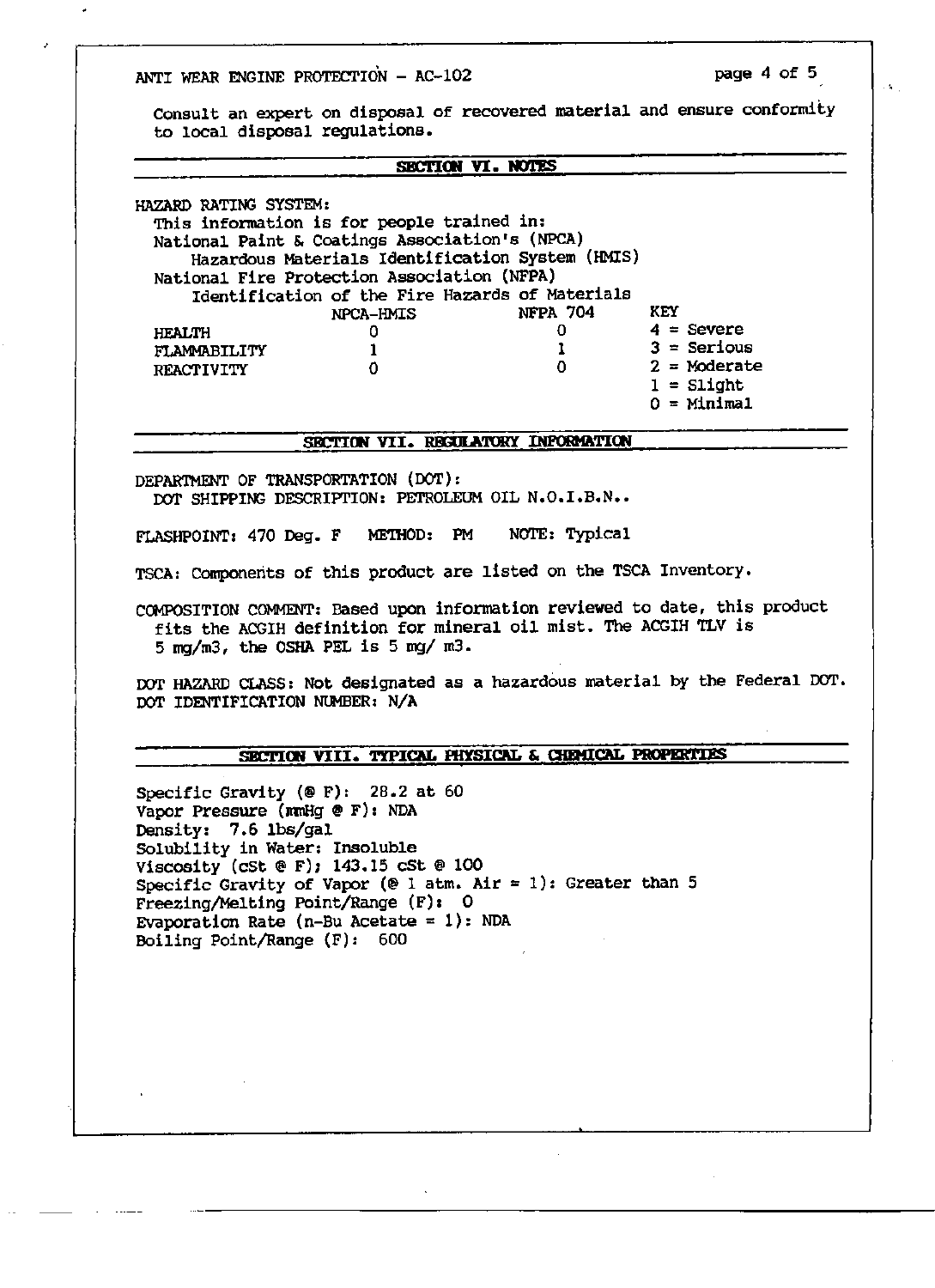Consult an expert on disposal of recovered material and ensure conformity to local disposal regulations.

## SECTION VI. NOTES

HAZARD RATING SYSTEM:
This information is for people trained in:
National Paint & Coatings Association's (NPCA) Hazardous Materials Identification System (HMIS)
National Fire Protection Association (NFPA) Identification of the Fire Hazards of Materials

| | NPCA-HMIS | NFPA 704 | KEY |
|---|---|---|---|
| HEALTH | 0 | 0 | 4 = Severe |
| FLAMMABILITY | 1 | 1 | 3 = Serious |
| REACTIVITY | 0 | 0 | 2 = Moderate |
| | | | 1 = Slight |
| | | | 0 = Minimal |

## SECTION VII. REGULATORY INFORMATION

DEPARTMENT OF TRANSPORTATION (DOT):
DOT SHIPPING DESCRIPTION: PETROLEUM OIL N.O.I.B.N..

FLASHPOINT: 470 Deg. F METHOD: PM NOTE: Typical

TSCA: Components of this product are listed on the TSCA Inventory.

COMPOSITION COMMENT: Based upon information reviewed to date, this product fits the ACGIH definition for mineral oil mist. The ACGIH TLV is 5 mg/m3, the OSHA PEL is 5 mg/ m3.

DOT HAZARD CLASS: Not designated as a hazardous material by the Federal DOT.
DOT IDENTIFICATION NUMBER: N/A

## SECTION VIII. TYPICAL PHYSICAL & CHEMICAL PROPERTIES

Specific Gravity (@ F): 28.2 at 60
Vapor Pressure (mmHg @ F): NDA
Density: 7.6 lbs/gal
Solubility in Water: Insoluble
Viscosity (cSt @ F); 143.15 cSt @ 100
Specific Gravity of Vapor (@ 1 atm. Air = 1): Greater than 5
Freezing/Melting Point/Range (F): 0
Evaporation Rate (n-Bu Acetate = 1): NDA
Boiling Point/Range (F): 600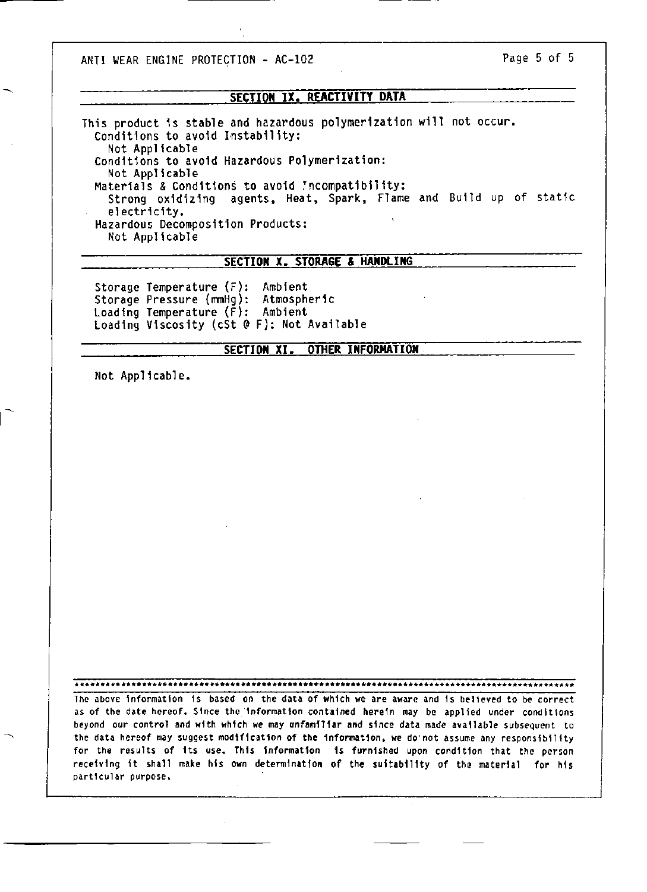## SECTION IX. REACTIVITY DATA

This product is stable and hazardous polymerization will not occur.

Conditions to avoid Instability:
Not Applicable

Conditions to avoid Hazardous Polymerization:
Not Applicable

Materials & Conditions to avoid Incompatibility:
Strong oxidizing agents, Heat, Spark, Flame and Build up of static electricity.

Hazardous Decomposition Products:
Not Applicable

## SECTION X. STORAGE & HANDLING

Storage Temperature (F): Ambient
Storage Pressure (mmHg): Atmospheric
Loading Temperature (F): Ambient
Loading Viscosity (cSt @ F): Not Available

## SECTION XI. OTHER INFORMATION

Not Applicable.

***

The above information is based on the data of which we are aware and is believed to be correct as of the date hereof. Since the information contained herein may be applied under conditions beyond our control and with which we may unfamiliar and since data made available subsequent to the data hereof may suggest modification of the information, we do not assume any responsibility for the results of its use. This information is furnished upon condition that the person receiving it shall make his own determination of the suitability of the material for his particular purpose.